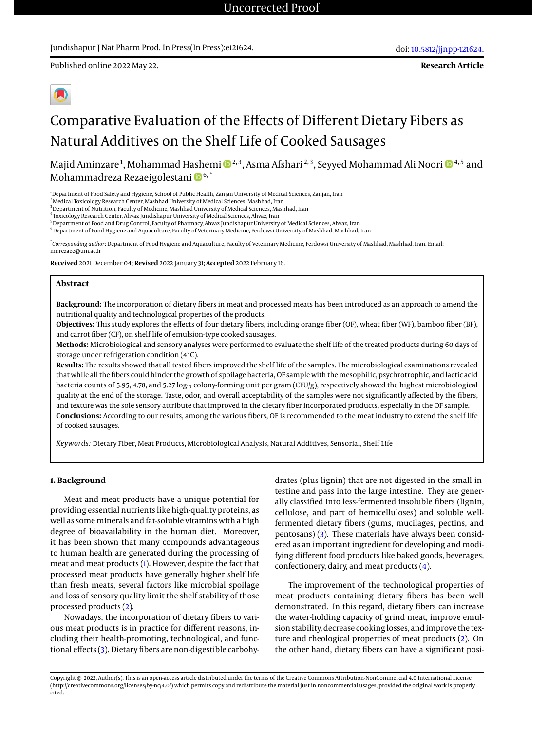Published online 2022 May 22.

**Research Article**

# Comparative Evaluation of the Effects of Different Dietary Fibers as Natural Additives on the Shelf Life of Cooked Sausages

Majid Aminzare [1], Mohammad Hashemi [2,3], Asma Afshari [2,3], Seyyed Mohammad Ali Noori [4,5] and Mohammadreza Rezaeigolestani [6,*]

[1] Department of Food Safety and Hygiene, School of Public Health, Zanjan University of Medical Sciences, Zanjan, Iran
[2] Medical Toxicology Research Center, Mashhad University of Medical Sciences, Mashhad, Iran
[3] Department of Nutrition, Faculty of Medicine, Mashhad University of Medical Sciences, Mashhad, Iran
[4] Toxicology Research Center, Ahvaz Jundishapur University of Medical Sciences, Ahvaz, Iran
[5] Department of Food and Drug Control, Faculty of Pharmacy, Ahvaz Jundishapur University of Medical Sciences, Ahvaz, Iran
[6] Department of Food Hygiene and Aquaculture, Faculty of Veterinary Medicine, Ferdowsi University of Mashhad, Mashhad, Iran

[*] *Corresponding author*: Department of Food Hygiene and Aquaculture, Faculty of Veterinary Medicine, Ferdowsi University of Mashhad, Mashhad, Iran. Email: mr.rezaee@um.ac.ir

**Received** 2021 December 04; **Revised** 2022 January 31; **Accepted** 2022 February 16.

## Abstract

**Background:** The incorporation of dietary fibers in meat and processed meats has been introduced as an approach to amend the nutritional quality and technological properties of the products.

**Objectives:** This study explores the effects of four dietary fibers, including orange fiber (OF), wheat fiber (WF), bamboo fiber (BF), and carrot fiber (CF), on shelf life of emulsion-type cooked sausages.

**Methods:** Microbiological and sensory analyses were performed to evaluate the shelf life of the treated products during 60 days of storage under refrigeration condition (4°C).

**Results:** The results showed that all tested fibers improved the shelf life of the samples. The microbiological examinations revealed that while all the fibers could hinder the growth of spoilage bacteria, OF sample with the mesophilic, psychrotrophic, and lactic acid bacteria counts of 5.95, 4.78, and 5.27 $\log_{10}$ colony-forming unit per gram (CFU/g), respectively showed the highest microbiological quality at the end of the storage. Taste, odor, and overall acceptability of the samples were not significantly affected by the fibers, and texture was the sole sensory attribute that improved in the dietary fiber incorporated products, especially in the OF sample.

**Conclusions:** According to our results, among the various fibers, OF is recommended to the meat industry to extend the shelf life of cooked sausages.

*Keywords:* Dietary Fiber, Meat Products, Microbiological Analysis, Natural Additives, Sensorial, Shelf Life

## 1. Background

Meat and meat products have a unique potential for providing essential nutrients like high-quality proteins, as well as some minerals and fat-soluble vitamins with a high degree of bioavailability in the human diet. Moreover, it has been shown that many compounds advantageous to human health are generated during the processing of meat and meat products (1). However, despite the fact that processed meat products have generally higher shelf life than fresh meats, several factors like microbial spoilage and loss of sensory quality limit the shelf stability of those processed products (2).

Nowadays, the incorporation of dietary fibers to various meat products is in practice for different reasons, including their health-promoting, technological, and functional effects (3). Dietary fibers are non-digestible carbohydrates (plus lignin) that are not digested in the small intestine and pass into the large intestine. They are generally classified into less-fermented insoluble fibers (lignin, cellulose, and part of hemicelluloses) and soluble well-fermented dietary fibers (gums, mucilages, pectins, and pentosans) (3). These materials have always been considered as an important ingredient for developing and modifying different food products like baked goods, beverages, confectionery, dairy, and meat products (4).

The improvement of the technological properties of meat products containing dietary fibers has been well demonstrated. In this regard, dietary fibers can increase the water-holding capacity of grind meat, improve emulsion stability, decrease cooking losses, and improve the texture and rheological properties of meat products (2). On the other hand, dietary fibers can have a significant posi-

Copyright © 2022, Author(s). This is an open-access article distributed under the terms of the Creative Commons Attribution-NonCommercial 4.0 International License (http://creativecommons.org/licenses/by-nc/4.0/) which permits copy and redistribute the material just in noncommercial usages, provided the original work is properly cited.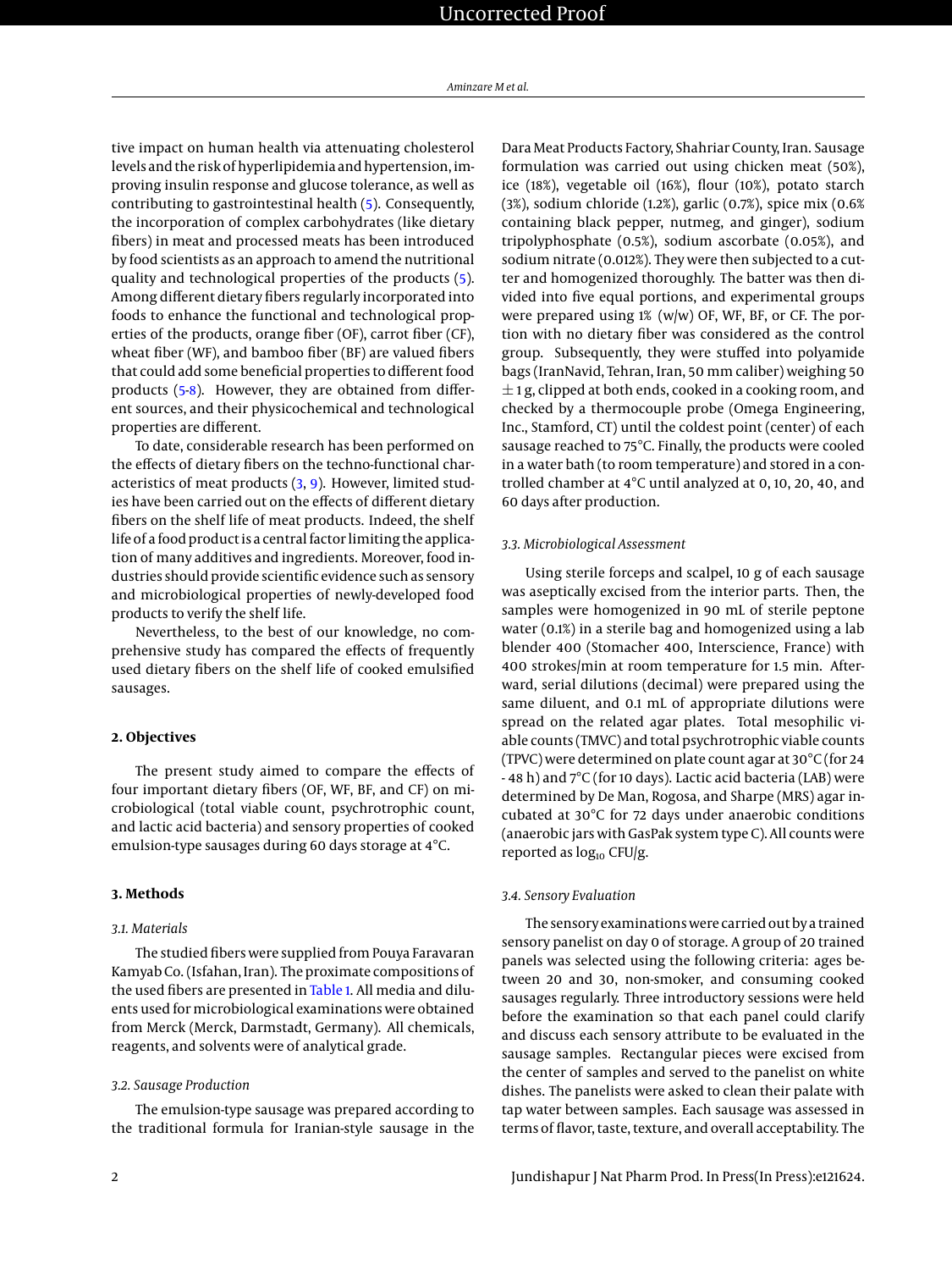tive impact on human health via attenuating cholesterol levels and the risk of hyperlipidemia and hypertension, improving insulin response and glucose tolerance, as well as contributing to gastrointestinal health (5). Consequently, the incorporation of complex carbohydrates (like dietary fibers) in meat and processed meats has been introduced by food scientists as an approach to amend the nutritional quality and technological properties of the products (5). Among different dietary fibers regularly incorporated into foods to enhance the functional and technological properties of the products, orange fiber (OF), carrot fiber (CF), wheat fiber (WF), and bamboo fiber (BF) are valued fibers that could add some beneficial properties to different food products (5-8). However, they are obtained from different sources, and their physicochemical and technological properties are different.

To date, considerable research has been performed on the effects of dietary fibers on the techno-functional characteristics of meat products (3, 9). However, limited studies have been carried out on the effects of different dietary fibers on the shelf life of meat products. Indeed, the shelf life of a food product is a central factor limiting the application of many additives and ingredients. Moreover, food industries should provide scientific evidence such as sensory and microbiological properties of newly-developed food products to verify the shelf life.

Nevertheless, to the best of our knowledge, no comprehensive study has compared the effects of frequently used dietary fibers on the shelf life of cooked emulsified sausages.

## 2. Objectives

The present study aimed to compare the effects of four important dietary fibers (OF, WF, BF, and CF) on microbiological (total viable count, psychrotrophic count, and lactic acid bacteria) and sensory properties of cooked emulsion-type sausages during 60 days storage at 4°C.

## 3. Methods

### 3.1. Materials

The studied fibers were supplied from Pouya Faravaran Kamyab Co. (Isfahan, Iran). The proximate compositions of the used fibers are presented in Table 1. All media and diluents used for microbiological examinations were obtained from Merck (Merck, Darmstadt, Germany). All chemicals, reagents, and solvents were of analytical grade.

### 3.2. Sausage Production

The emulsion-type sausage was prepared according to the traditional formula for Iranian-style sausage in the Dara Meat Products Factory, Shahriar County, Iran. Sausage formulation was carried out using chicken meat (50%), ice (18%), vegetable oil (16%), flour (10%), potato starch (3%), sodium chloride (1.2%), garlic (0.7%), spice mix (0.6% containing black pepper, nutmeg, and ginger), sodium tripolyphosphate (0.5%), sodium ascorbate (0.05%), and sodium nitrate (0.012%). They were then subjected to a cutter and homogenized thoroughly. The batter was then divided into five equal portions, and experimental groups were prepared using 1% (w/w) OF, WF, BF, or CF. The portion with no dietary fiber was considered as the control group. Subsequently, they were stuffed into polyamide bags (IranNavid, Tehran, Iran, 50 mm caliber) weighing 50 $\pm$ 1 g, clipped at both ends, cooked in a cooking room, and checked by a thermocouple probe (Omega Engineering, Inc., Stamford, CT) until the coldest point (center) of each sausage reached to 75°C. Finally, the products were cooled in a water bath (to room temperature) and stored in a controlled chamber at 4°C until analyzed at 0, 10, 20, 40, and 60 days after production.

### 3.3. Microbiological Assessment

Using sterile forceps and scalpel, 10 g of each sausage was aseptically excised from the interior parts. Then, the samples were homogenized in 90 mL of sterile peptone water (0.1%) in a sterile bag and homogenized using a lab blender 400 (Stomacher 400, Interscience, France) with 400 strokes/min at room temperature for 1.5 min. Afterward, serial dilutions (decimal) were prepared using the same diluent, and 0.1 mL of appropriate dilutions were spread on the related agar plates. Total mesophilic viable counts (TMVC) and total psychrotrophic viable counts (TPVC) were determined on plate count agar at 30°C (for 24 - 48 h) and 7°C (for 10 days). Lactic acid bacteria (LAB) were determined by De Man, Rogosa, and Sharpe (MRS) agar incubated at 30°C for 72 days under anaerobic conditions (anaerobic jars with GasPak system type C). All counts were reported as $\log_{10}$ CFU/g.

### 3.4. Sensory Evaluation

The sensory examinations were carried out by a trained sensory panelist on day 0 of storage. A group of 20 trained panels was selected using the following criteria: ages between 20 and 30, non-smoker, and consuming cooked sausages regularly. Three introductory sessions were held before the examination so that each panel could clarify and discuss each sensory attribute to be evaluated in the sausage samples. Rectangular pieces were excised from the center of samples and served to the panelist on white dishes. The panelists were asked to clean their palate with tap water between samples. Each sausage was assessed in terms of flavor, taste, texture, and overall acceptability. The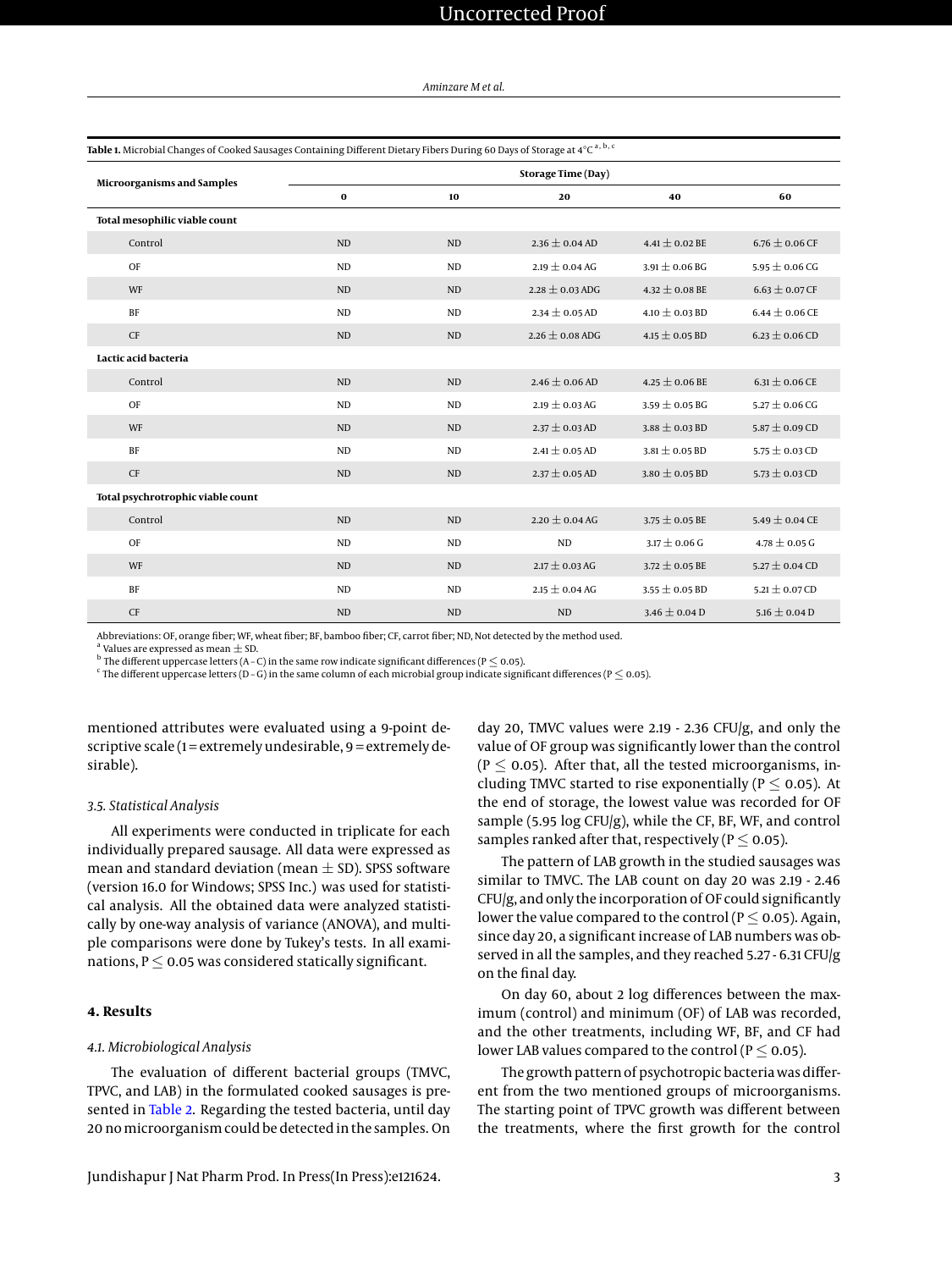**Table 1.** Microbial Changes of Cooked Sausages Containing Different Dietary Fibers During 60 Days of Storage at 4°C [a, b, c]

| Microorganisms and Samples | Storage Time (Day) | | | | |
|---|---|---|---|---|---|
| | 0 | 10 | 20 | 40 | 60 |
| **Total mesophilic viable count** | | | | | |
| Control | ND | ND | 2.36 ± 0.04 AD | 4.41 ± 0.02 BE | 6.76 ± 0.06 CF |
| OF | ND | ND | 2.19 ± 0.04 AG | 3.91 ± 0.06 BG | 5.95 ± 0.06 CG |
| WF | ND | ND | 2.28 ± 0.03 ADG | 4.32 ± 0.08 BE | 6.63 ± 0.07 CF |
| BF | ND | ND | 2.34 ± 0.05 AD | 4.10 ± 0.03 BD | 6.44 ± 0.06 CE |
| CF | ND | ND | 2.26 ± 0.08 ADG | 4.15 ± 0.05 BD | 6.23 ± 0.06 CD |
| **Lactic acid bacteria** | | | | | |
| Control | ND | ND | 2.46 ± 0.06 AD | 4.25 ± 0.06 BE | 6.31 ± 0.06 CE |
| OF | ND | ND | 2.19 ± 0.03 AG | 3.59 ± 0.05 BG | 5.27 ± 0.06 CG |
| WF | ND | ND | 2.37 ± 0.03 AD | 3.88 ± 0.03 BD | 5.87 ± 0.09 CD |
| BF | ND | ND | 2.41 ± 0.05 AD | 3.81 ± 0.05 BD | 5.75 ± 0.03 CD |
| CF | ND | ND | 2.37 ± 0.05 AD | 3.80 ± 0.05 BD | 5.73 ± 0.03 CD |
| **Total psychrotrophic viable count** | | | | | |
| Control | ND | ND | 2.20 ± 0.04 AG | 3.75 ± 0.05 BE | 5.49 ± 0.04 CE |
| OF | ND | ND | ND | 3.17 ± 0.06 G | 4.78 ± 0.05 G |
| WF | ND | ND | 2.17 ± 0.03 AG | 3.72 ± 0.05 BE | 5.27 ± 0.04 CD |
| BF | ND | ND | 2.15 ± 0.04 AG | 3.55 ± 0.05 BD | 5.21 ± 0.07 CD |
| CF | ND | ND | ND | 3.46 ± 0.04 D | 5.16 ± 0.04 D |

Abbreviations: OF, orange fiber; WF, wheat fiber; BF, bamboo fiber; CF, carrot fiber; ND, Not detected by the method used.
[a] Values are expressed as mean ± SD.
[b] The different uppercase letters (A - C) in the same row indicate significant differences ($P \leq 0.05$).
[c] The different uppercase letters (D - G) in the same column of each microbial group indicate significant differences ($P \leq 0.05$).

mentioned attributes were evaluated using a 9-point descriptive scale (1 = extremely undesirable, 9 = extremely desirable).

### 3.5. Statistical Analysis

All experiments were conducted in triplicate for each individually prepared sausage. All data were expressed as mean and standard deviation (mean ± SD). SPSS software (version 16.0 for Windows; SPSS Inc.) was used for statistical analysis. All the obtained data were analyzed statistically by one-way analysis of variance (ANOVA), and multiple comparisons were done by Tukey's tests. In all examinations, $P \leq 0.05$ was considered statically significant.

## 4. Results

### 4.1. Microbiological Analysis

The evaluation of different bacterial groups (TMVC, TPVC, and LAB) in the formulated cooked sausages is presented in Table 2. Regarding the tested bacteria, until day 20 no microorganism could be detected in the samples. On day 20, TMVC values were 2.19 - 2.36 CFU/g, and only the value of OF group was significantly lower than the control ($P \leq 0.05$). After that, all the tested microorganisms, including TMVC started to rise exponentially ($P \leq 0.05$). At the end of storage, the lowest value was recorded for OF sample (5.95 log CFU/g), while the CF, BF, WF, and control samples ranked after that, respectively ($P \leq 0.05$).

The pattern of LAB growth in the studied sausages was similar to TMVC. The LAB count on day 20 was 2.19 - 2.46 CFU/g, and only the incorporation of OF could significantly lower the value compared to the control ($P \leq 0.05$). Again, since day 20, a significant increase of LAB numbers was observed in all the samples, and they reached 5.27 - 6.31 CFU/g on the final day.

On day 60, about 2 log differences between the maximum (control) and minimum (OF) of LAB was recorded, and the other treatments, including WF, BF, and CF had lower LAB values compared to the control ($P \leq 0.05$).

The growth pattern of psychotropic bacteria was different from the two mentioned groups of microorganisms. The starting point of TPVC growth was different between the treatments, where the first growth for the control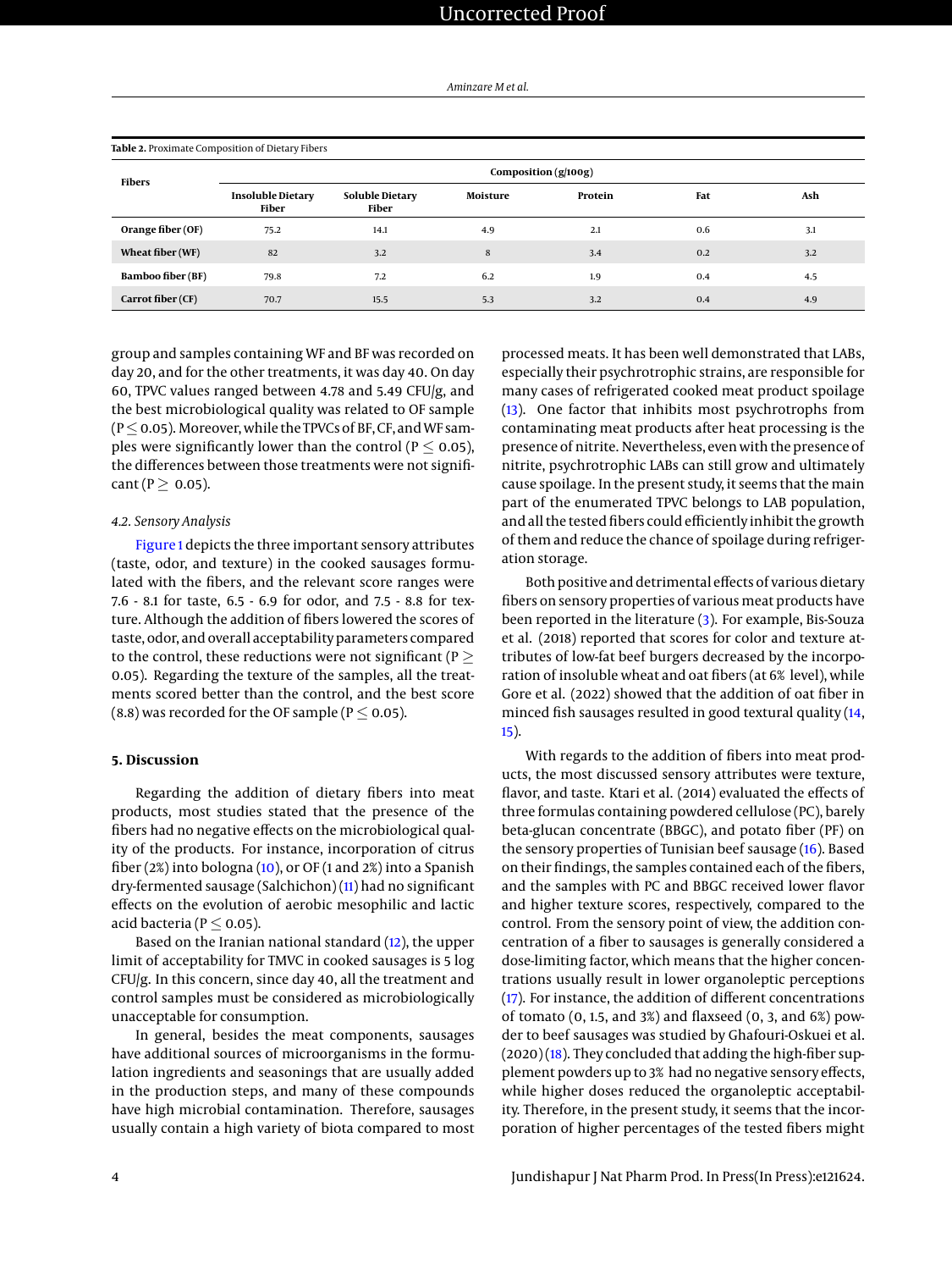**Table 2.** Proximate Composition of Dietary Fibers

| Fibers | Composition (g/100g) | | | | | |
|---|---|---|---|---|---|---|
| | Insoluble Dietary Fiber | Soluble Dietary Fiber | Moisture | Protein | Fat | Ash |
| Orange fiber (OF) | 75.2 | 14.1 | 4.9 | 2.1 | 0.6 | 3.1 |
| Wheat fiber (WF) | 82 | 3.2 | 8 | 3.4 | 0.2 | 3.2 |
| Bamboo fiber (BF) | 79.8 | 7.2 | 6.2 | 1.9 | 0.4 | 4.5 |
| Carrot fiber (CF) | 70.7 | 15.5 | 5.3 | 3.2 | 0.4 | 4.9 |

group and samples containing WF and BF was recorded on day 20, and for the other treatments, it was day 40. On day 60, TPVC values ranged between 4.78 and 5.49 CFU/g, and the best microbiological quality was related to OF sample ($P \leq 0.05$). Moreover, while the TPVCs of BF, CF, and WF samples were significantly lower than the control ($P \leq 0.05$), the differences between those treatments were not significant ($P \geq 0.05$).

### 4.2. Sensory Analysis

Figure 1 depicts the three important sensory attributes (taste, odor, and texture) in the cooked sausages formulated with the fibers, and the relevant score ranges were 7.6 - 8.1 for taste, 6.5 - 6.9 for odor, and 7.5 - 8.8 for texture. Although the addition of fibers lowered the scores of taste, odor, and overall acceptability parameters compared to the control, these reductions were not significant ($P \geq 0.05$). Regarding the texture of the samples, all the treatments scored better than the control, and the best score (8.8) was recorded for the OF sample ($P \leq 0.05$).

## 5. Discussion

Regarding the addition of dietary fibers into meat products, most studies stated that the presence of the fibers had no negative effects on the microbiological quality of the products. For instance, incorporation of citrus fiber (2%) into bologna (10), or OF (1 and 2%) into a Spanish dry-fermented sausage (Salchichon) (11) had no significant effects on the evolution of aerobic mesophilic and lactic acid bacteria ($P \leq 0.05$).

Based on the Iranian national standard (12), the upper limit of acceptability for TMVC in cooked sausages is 5 log CFU/g. In this concern, since day 40, all the treatment and control samples must be considered as microbiologically unacceptable for consumption.

In general, besides the meat components, sausages have additional sources of microorganisms in the formulation ingredients and seasonings that are usually added in the production steps, and many of these compounds have high microbial contamination. Therefore, sausages usually contain a high variety of biota compared to most processed meats. It has been well demonstrated that LABs, especially their psychrotrophic strains, are responsible for many cases of refrigerated cooked meat product spoilage (13). One factor that inhibits most psychrotrophs from contaminating meat products after heat processing is the presence of nitrite. Nevertheless, even with the presence of nitrite, psychrotrophic LABs can still grow and ultimately cause spoilage. In the present study, it seems that the main part of the enumerated TPVC belongs to LAB population, and all the tested fibers could efficiently inhibit the growth of them and reduce the chance of spoilage during refrigeration storage.

Both positive and detrimental effects of various dietary fibers on sensory properties of various meat products have been reported in the literature (3). For example, Bis-Souza et al. (2018) reported that scores for color and texture attributes of low-fat beef burgers decreased by the incorporation of insoluble wheat and oat fibers (at 6% level), while Gore et al. (2022) showed that the addition of oat fiber in minced fish sausages resulted in good textural quality (14, 15).

With regards to the addition of fibers into meat products, the most discussed sensory attributes were texture, flavor, and taste. Ktari et al. (2014) evaluated the effects of three formulas containing powdered cellulose (PC), barely beta-glucan concentrate (BBGC), and potato fiber (PF) on the sensory properties of Tunisian beef sausage (16). Based on their findings, the samples contained each of the fibers, and the samples with PC and BBGC received lower flavor and higher texture scores, respectively, compared to the control. From the sensory point of view, the addition concentration of a fiber to sausages is generally considered a dose-limiting factor, which means that the higher concentrations usually result in lower organoleptic perceptions (17). For instance, the addition of different concentrations of tomato (0, 1.5, and 3%) and flaxseed (0, 3, and 6%) powder to beef sausages was studied by Ghafouri-Oskuei et al. (2020) (18). They concluded that adding the high-fiber supplement powders up to 3% had no negative sensory effects, while higher doses reduced the organoleptic acceptability. Therefore, in the present study, it seems that the incorporation of higher percentages of the tested fibers might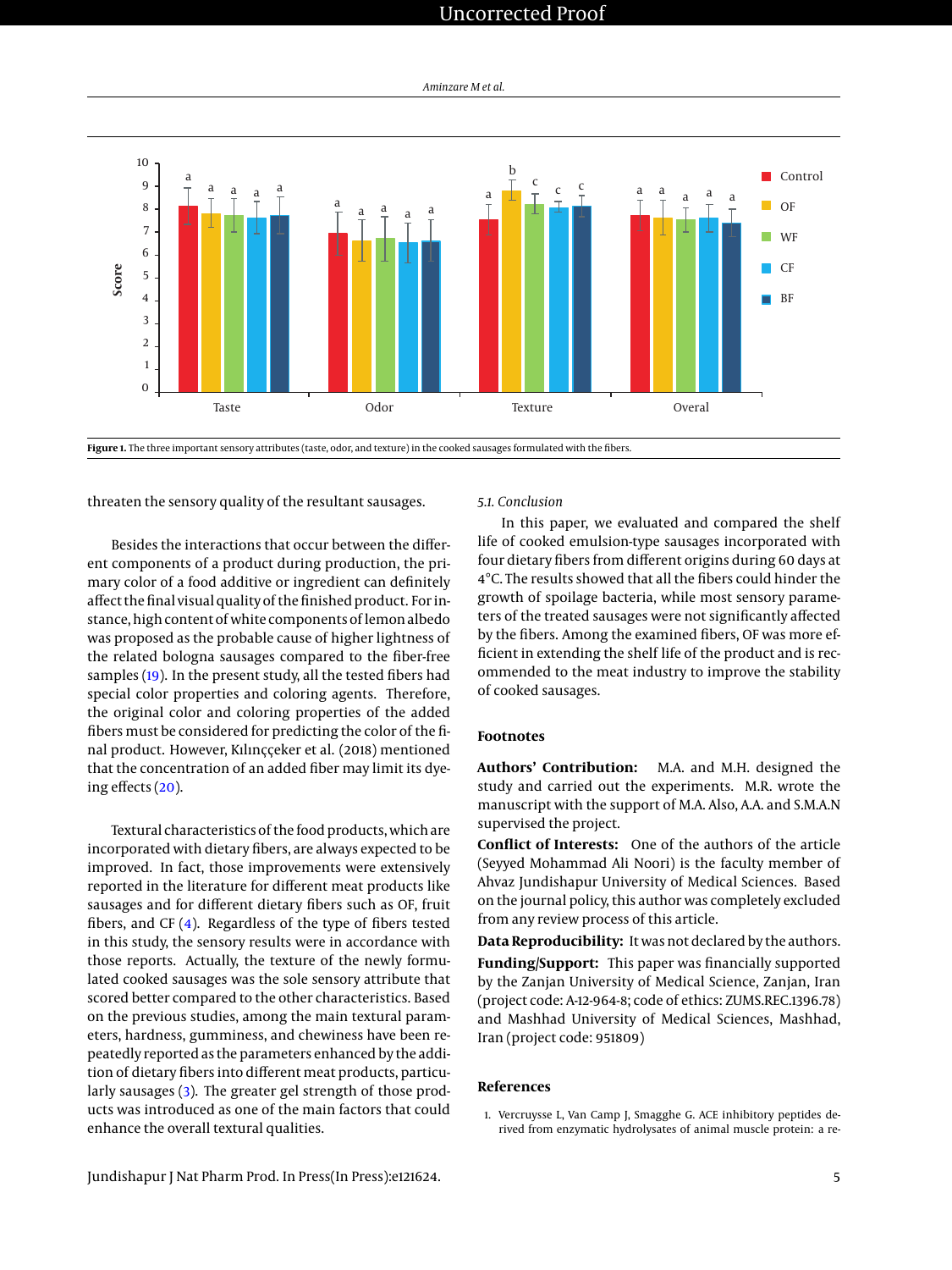Figure 1. The three important sensory attributes (taste, odor, and texture) in the cooked sausages formulated with the fibers.

threaten the sensory quality of the resultant sausages.

Besides the interactions that occur between the different components of a product during production, the primary color of a food additive or ingredient can definitely affect the final visual quality of the finished product. For instance, high content of white components of lemon albedo was proposed as the probable cause of higher lightness of the related bologna sausages compared to the fiber-free samples (19). In the present study, all the tested fibers had special color properties and coloring agents. Therefore, the original color and coloring properties of the added fibers must be considered for predicting the color of the final product. However, Kılınççeker et al. (2018) mentioned that the concentration of an added fiber may limit its dyeing effects (20).

Textural characteristics of the food products, which are incorporated with dietary fibers, are always expected to be improved. In fact, those improvements were extensively reported in the literature for different meat products like sausages and for different dietary fibers such as OF, fruit fibers, and CF (4). Regardless of the type of fibers tested in this study, the sensory results were in accordance with those reports. Actually, the texture of the newly formulated cooked sausages was the sole sensory attribute that scored better compared to the other characteristics. Based on the previous studies, among the main textural parameters, hardness, gumminess, and chewiness have been repeatedly reported as the parameters enhanced by the addition of dietary fibers into different meat products, particularly sausages (3). The greater gel strength of those products was introduced as one of the main factors that could enhance the overall textural qualities.

### 5.1. Conclusion

In this paper, we evaluated and compared the shelf life of cooked emulsion-type sausages incorporated with four dietary fibers from different origins during 60 days at 4°C. The results showed that all the fibers could hinder the growth of spoilage bacteria, while most sensory parameters of the treated sausages were not significantly affected by the fibers. Among the examined fibers, OF was more efficient in extending the shelf life of the product and is recommended to the meat industry to improve the stability of cooked sausages.

## Footnotes

**Authors' Contribution:** M.A. and M.H. designed the study and carried out the experiments. M.R. wrote the manuscript with the support of M.A. Also, A.A. and S.M.A.N supervised the project.

**Conflict of Interests:** One of the authors of the article (Seyyed Mohammad Ali Noori) is the faculty member of Ahvaz Jundishapur University of Medical Sciences. Based on the journal policy, this author was completely excluded from any review process of this article.

**Data Reproducibility:** It was not declared by the authors.

**Funding/Support:** This paper was financially supported by the Zanjan University of Medical Science, Zanjan, Iran (project code: A-12-964-8; code of ethics: ZUMS.REC.1396.78) and Mashhad University of Medical Sciences, Mashhad, Iran (project code: 951809)

## References

1. Vercruysse L, Van Camp J, Smagghe G. ACE inhibitory peptides derived from enzymatic hydrolysates of animal muscle protein: a re-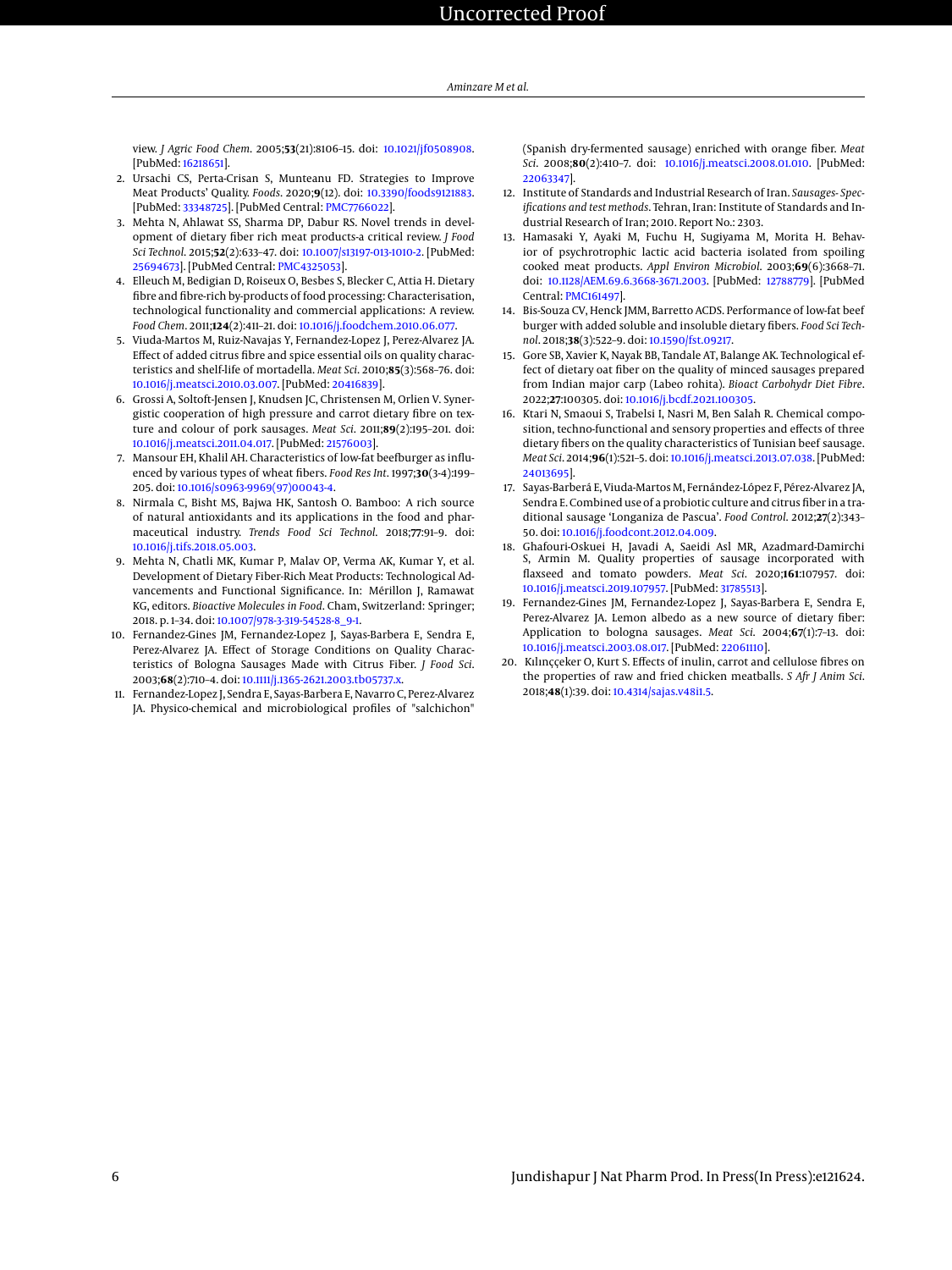view. *J Agric Food Chem*. 2005;**53**(21):8106–15. doi: 10.1021/jf0508908. [PubMed: 16218651].

2. Ursachi CS, Perta-Crisan S, Munteanu FD. Strategies to Improve Meat Products' Quality. *Foods*. 2020;**9**(12). doi: 10.3390/foods9121883. [PubMed: 33348725]. [PubMed Central: PMC7766022].
3. Mehta N, Ahlawat SS, Sharma DP, Dabur RS. Novel trends in development of dietary fiber rich meat products-a critical review. *J Food Sci Technol*. 2015;**52**(2):633–47. doi: 10.1007/s13197-013-1010-2. [PubMed: 25694673]. [PubMed Central: PMC4325053].
4. Elleuch M, Bedigian D, Roiseux O, Besbes S, Blecker C, Attia H. Dietary fibre and fibre-rich by-products of food processing: Characterisation, technological functionality and commercial applications: A review. *Food Chem*. 2011;**124**(2):411–21. doi: 10.1016/j.foodchem.2010.06.077.
5. Viuda-Martos M, Ruiz-Navajas Y, Fernandez-Lopez J, Perez-Alvarez JA. Effect of added citrus fibre and spice essential oils on quality characteristics and shelf-life of mortadella. *Meat Sci*. 2010;**85**(3):568–76. doi: 10.1016/j.meatsci.2010.03.007. [PubMed: 20416839].
6. Grossi A, Soltoft-Jensen J, Knudsen JC, Christensen M, Orlien V. Synergistic cooperation of high pressure and carrot dietary fibre on texture and colour of pork sausages. *Meat Sci*. 2011;**89**(2):195–201. doi: 10.1016/j.meatsci.2011.04.017. [PubMed: 21576003].
7. Mansour EH, Khalil AH. Characteristics of low-fat beefburger as influenced by various types of wheat fibers. *Food Res Int*. 1997;**30**(3-4):199–205. doi: 10.1016/s0963-9969(97)00043-4.
8. Nirmala C, Bisht MS, Bajwa HK, Santosh O. Bamboo: A rich source of natural antioxidants and its applications in the food and pharmaceutical industry. *Trends Food Sci Technol*. 2018;**77**:91–9. doi: 10.1016/j.tifs.2018.05.003.
9. Mehta N, Chatli MK, Kumar P, Malav OP, Verma AK, Kumar Y, et al. Development of Dietary Fiber-Rich Meat Products: Technological Advancements and Functional Significance. In: Mérillon J, Ramawat KG, editors. *Bioactive Molecules in Food*. Cham, Switzerland: Springer; 2018. p. 1–34. doi: 10.1007/978-3-319-54528-8_9-1.
10. Fernandez-Gines JM, Fernandez-Lopez J, Sayas-Barbera E, Sendra E, Perez-Alvarez JA. Effect of Storage Conditions on Quality Characteristics of Bologna Sausages Made with Citrus Fiber. *J Food Sci*. 2003;**68**(2):710–4. doi: 10.1111/j.1365-2621.2003.tb05737.x.
11. Fernandez-Lopez J, Sendra E, Sayas-Barbera E, Navarro C, Perez-Alvarez JA. Physico-chemical and microbiological profiles of "salchichon" (Spanish dry-fermented sausage) enriched with orange fiber. *Meat Sci*. 2008;**80**(2):410–7. doi: 10.1016/j.meatsci.2008.01.010. [PubMed: 22063347].
12. Institute of Standards and Industrial Research of Iran. *Sausages- Specifications and test methods*. Tehran, Iran: Institute of Standards and Industrial Research of Iran; 2010. Report No.: 2303.
13. Hamasaki Y, Ayaki M, Fuchu H, Sugiyama M, Morita H. Behavior of psychrotrophic lactic acid bacteria isolated from spoiling cooked meat products. *Appl Environ Microbiol*. 2003;**69**(6):3668–71. doi: 10.1128/AEM.69.6.3668-3671.2003. [PubMed: 12788779]. [PubMed Central: PMC161497].
14. Bis-Souza CV, Henck JMM, Barretto ACDS. Performance of low-fat beef burger with added soluble and insoluble dietary fibers. *Food Sci Technol*. 2018;**38**(3):522–9. doi: 10.1590/fst.09217.
15. Gore SB, Xavier K, Nayak BB, Tandale AT, Balange AK. Technological effect of dietary oat fiber on the quality of minced sausages prepared from Indian major carp (Labeo rohita). *Bioact Carbohydr Diet Fibre*. 2022;**27**:100305. doi: 10.1016/j.bcdf.2021.100305.
16. Ktari N, Smaoui S, Trabelsi I, Nasri M, Ben Salah R. Chemical composition, techno-functional and sensory properties and effects of three dietary fibers on the quality characteristics of Tunisian beef sausage. *Meat Sci*. 2014;**96**(1):521–5. doi: 10.1016/j.meatsci.2013.07.038. [PubMed: 24013695].
17. Sayas-Barberá E, Viuda-Martos M, Fernández-López F, Pérez-Alvarez JA, Sendra E. Combined use of a probiotic culture and citrus fiber in a traditional sausage 'Longaniza de Pascua'. *Food Control*. 2012;**27**(2):343–50. doi: 10.1016/j.foodcont.2012.04.009.
18. Ghafouri-Oskuei H, Javadi A, Saeidi Asl MR, Azadmard-Damirchi S, Armin M. Quality properties of sausage incorporated with flaxseed and tomato powders. *Meat Sci*. 2020;**161**:107957. doi: 10.1016/j.meatsci.2019.107957. [PubMed: 31785513].
19. Fernandez-Gines JM, Fernandez-Lopez J, Sayas-Barbera E, Sendra E, Perez-Alvarez JA. Lemon albedo as a new source of dietary fiber: Application to bologna sausages. *Meat Sci*. 2004;**67**(1):7–13. doi: 10.1016/j.meatsci.2003.08.017. [PubMed: 22061110].
20. Kılınççeker O, Kurt S. Effects of inulin, carrot and cellulose fibres on the properties of raw and fried chicken meatballs. *S Afr J Anim Sci*. 2018;**48**(1):39. doi: 10.4314/sajas.v48i1.5.